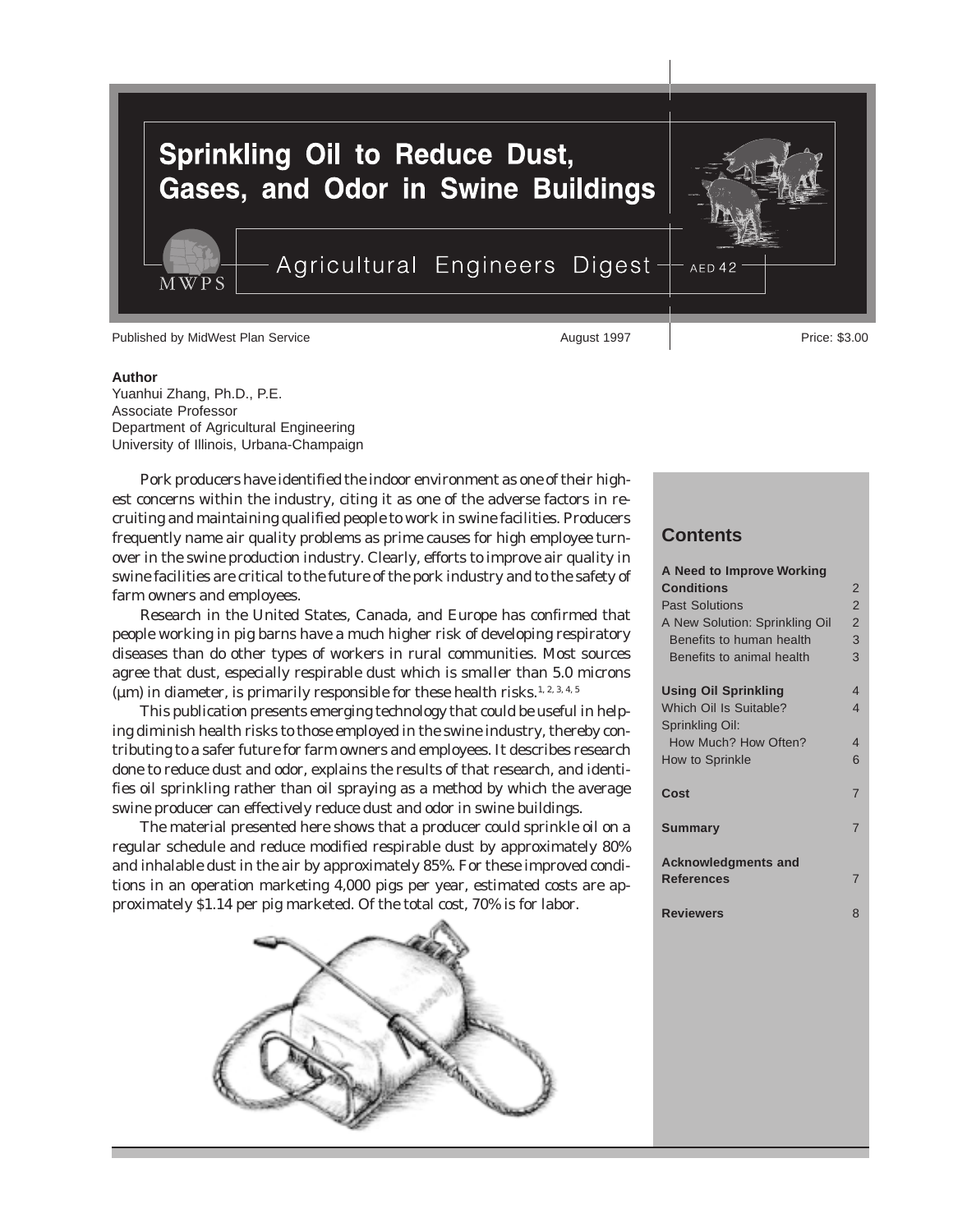# Sprinkling Oil to Reduce Dust, Gases, and Odor in Swine Buildings

Agricultural Engineers Digest — AED 42

Published by MidWest Plan Service — August 1997 — Price: $3.00

**Author**
Yuanhui Zhang, Ph.D., P.E.
Associate Professor
Department of Agricultural Engineering
University of Illinois, Urbana-Champaign

Pork producers have identified the indoor environment as one of their highest concerns within the industry, citing it as one of the adverse factors in recruiting and maintaining qualified people to work in swine facilities. Producers frequently name air quality problems as prime causes for high employee turnover in the swine production industry. Clearly, efforts to improve air quality in swine facilities are critical to the future of the pork industry and to the safety of farm owners and employees.

Research in the United States, Canada, and Europe has confirmed that people working in pig barns have a much higher risk of developing respiratory diseases than do other types of workers in rural communities. Most sources agree that dust, especially respirable dust which is smaller than 5.0 microns (µm) in diameter, is primarily responsible for these health risks.[1, 2, 3, 4, 5]

This publication presents emerging technology that could be useful in helping diminish health risks to those employed in the swine industry, thereby contributing to a safer future for farm owners and employees. It describes research done to reduce dust and odor, explains the results of that research, and identifies oil sprinkling rather than oil spraying as a method by which the average swine producer can effectively reduce dust and odor in swine buildings.

The material presented here shows that a producer could sprinkle oil on a regular schedule and reduce modified respirable dust by approximately 80% and inhalable dust in the air by approximately 85%. For these improved conditions in an operation marketing 4,000 pigs per year, estimated costs are approximately $1.14 per pig marketed. Of the total cost, 70% is for labor.

## Contents

| | |
|---|---|
| **A Need to Improve Working Conditions** | 2 |
| Past Solutions | 2 |
| A New Solution: Sprinkling Oil | 2 |
| Benefits to human health | 3 |
| Benefits to animal health | 3 |
| **Using Oil Sprinkling** | 4 |
| Which Oil Is Suitable? | 4 |
| Sprinkling Oil: How Much? How Often? | 4 |
| How to Sprinkle | 6 |
| **Cost** | 7 |
| **Summary** | 7 |
| **Acknowledgments and References** | 7 |
| **Reviewers** | 8 |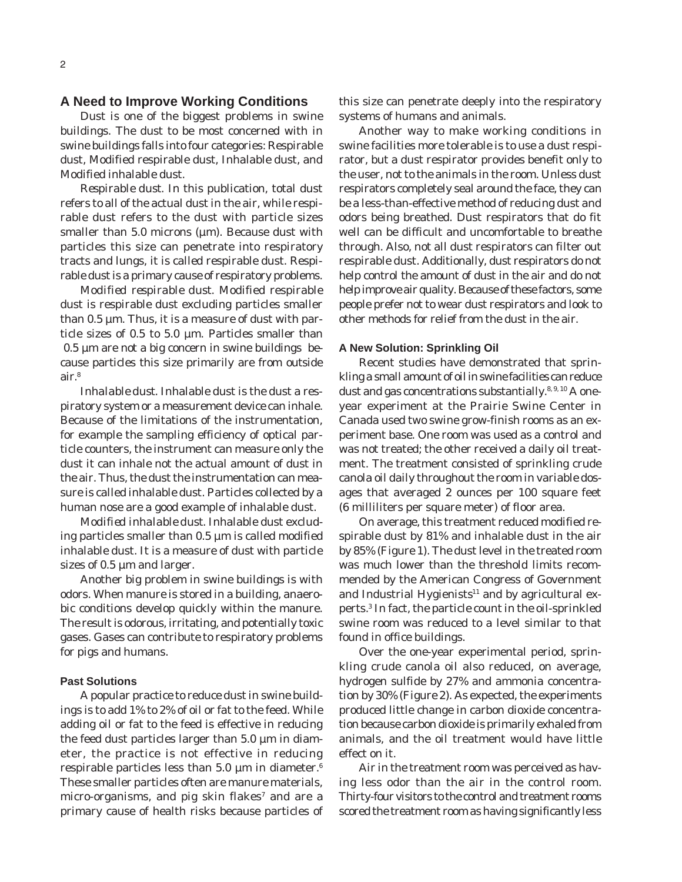## A Need to Improve Working Conditions

Dust is one of the biggest problems in swine buildings. The dust to be most concerned with in swine buildings falls into four categories: Respirable dust, Modified respirable dust, Inhalable dust, and Modified inhalable dust.

*Respirable dust.* In this publication, total dust refers to all of the actual dust in the air, while respirable dust refers to the dust with particle sizes smaller than 5.0 microns (µm). Because dust with particles this size can penetrate into respiratory tracts and lungs, it is called respirable dust. Respirable dust is a primary cause of respiratory problems.

*Modified respirable dust.* Modified respirable dust is respirable dust excluding particles smaller than 0.5 µm. Thus, it is a measure of dust with particle sizes of 0.5 to 5.0 µm. Particles smaller than 0.5 µm are not a big concern in swine buildings because particles this size primarily are from outside air.[8]

*Inhalable dust.* Inhalable dust is the dust a respiratory system or a measurement device can inhale. Because of the limitations of the instrumentation, for example the sampling efficiency of optical particle counters, the instrument can measure only the dust it can inhale not the actual amount of dust in the air. Thus, the dust the instrumentation can measure is called inhalable dust. Particles collected by a human nose are a good example of inhalable dust.

*Modified inhalable dust.* Inhalable dust excluding particles smaller than 0.5 µm is called modified inhalable dust. It is a measure of dust with particle sizes of 0.5 µm and larger.

Another big problem in swine buildings is with odors. When manure is stored in a building, anaerobic conditions develop quickly within the manure. The result is odorous, irritating, and potentially toxic gases. Gases can contribute to respiratory problems for pigs and humans.

### Past Solutions

A popular practice to reduce dust in swine buildings is to add 1% to 2% of oil or fat to the feed. While adding oil or fat to the feed is effective in reducing the feed dust particles larger than 5.0 µm in diameter, the practice is not effective in reducing respirable particles less than 5.0 µm in diameter.[6] These smaller particles often are manure materials, micro-organisms, and pig skin flakes[7] and are a primary cause of health risks because particles of this size can penetrate deeply into the respiratory systems of humans and animals.

Another way to make working conditions in swine facilities more tolerable is to use a dust respirator, but a dust respirator provides benefit only to the user, not to the animals in the room. Unless dust respirators completely seal around the face, they can be a less-than-effective method of reducing dust and odors being breathed. Dust respirators that do fit well can be difficult and uncomfortable to breathe through. Also, not all dust respirators can filter out respirable dust. Additionally, dust respirators do not help control the amount of dust in the air and do not help improve air quality. Because of these factors, some people prefer not to wear dust respirators and look to other methods for relief from the dust in the air.

### A New Solution: Sprinkling Oil

Recent studies have demonstrated that sprinkling a small amount of oil in swine facilities can reduce dust and gas concentrations substantially.[8, 9, 10] A one-year experiment at the Prairie Swine Center in Canada used two swine grow-finish rooms as an experiment base. One room was used as a control and was not treated; the other received a daily oil treatment. The treatment consisted of sprinkling crude canola oil daily throughout the room in variable dosages that averaged 2 ounces per 100 square feet (6 milliliters per square meter) of floor area.

On average, this treatment reduced modified respirable dust by 81% and inhalable dust in the air by 85% (Figure 1). The dust level in the treated room was much lower than the threshold limits recommended by the American Congress of Government and Industrial Hygienists[11] and by agricultural experts.[3] In fact, the particle count in the oil-sprinkled swine room was reduced to a level similar to that found in office buildings.

Over the one-year experimental period, sprinkling crude canola oil also reduced, on average, hydrogen sulfide by 27% and ammonia concentration by 30% (Figure 2). As expected, the experiments produced little change in carbon dioxide concentration because carbon dioxide is primarily exhaled from animals, and the oil treatment would have little effect on it.

Air in the treatment room was perceived as having less odor than the air in the control room. Thirty-four visitors to the control and treatment rooms scored the treatment room as having significantly less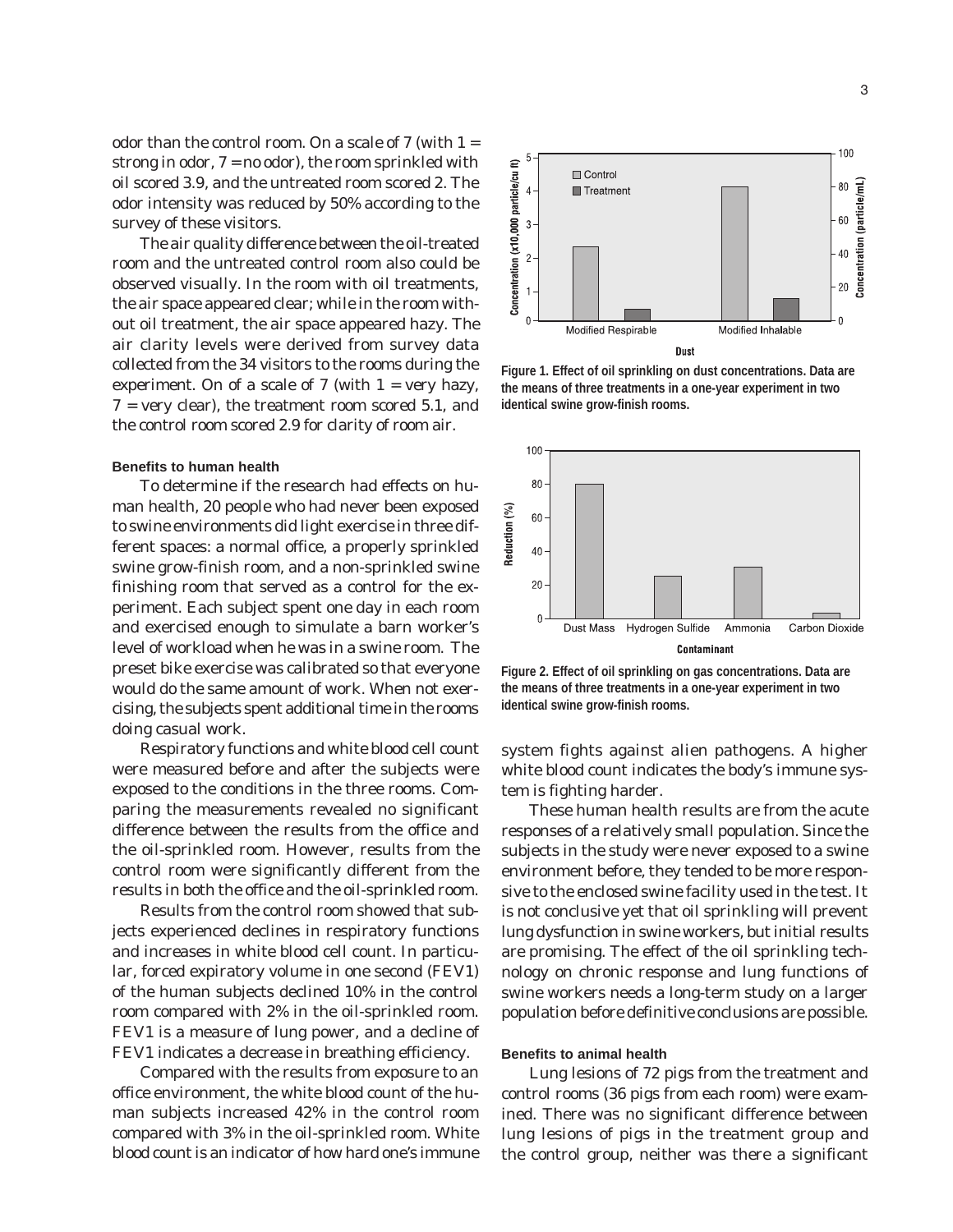odor than the control room. On a scale of 7 (with 1 = strong in odor, 7 = no odor), the room sprinkled with oil scored 3.9, and the untreated room scored 2. The odor intensity was reduced by 50% according to the survey of these visitors.

The air quality difference between the oil-treated room and the untreated control room also could be observed visually. In the room with oil treatments, the air space appeared clear; while in the room without oil treatment, the air space appeared hazy. The air clarity levels were derived from survey data collected from the 34 visitors to the rooms during the experiment. On of a scale of 7 (with 1 = very hazy, 7 = very clear), the treatment room scored 5.1, and the control room scored 2.9 for clarity of room air.

Figure 1. Effect of oil sprinkling on dust concentrations. Data are the means of three treatments in a one-year experiment in two identical swine grow-finish rooms.

Figure 2. Effect of oil sprinkling on gas concentrations. Data are the means of three treatments in a one-year experiment in two identical swine grow-finish rooms.

#### Benefits to human health

To determine if the research had effects on human health, 20 people who had never been exposed to swine environments did light exercise in three different spaces: a normal office, a properly sprinkled swine grow-finish room, and a non-sprinkled swine finishing room that served as a control for the experiment. Each subject spent one day in each room and exercised enough to simulate a barn worker's level of workload when he was in a swine room. The preset bike exercise was calibrated so that everyone would do the same amount of work. When not exercising, the subjects spent additional time in the rooms doing casual work.

Respiratory functions and white blood cell count were measured before and after the subjects were exposed to the conditions in the three rooms. Comparing the measurements revealed no significant difference between the results from the office and the oil-sprinkled room. However, results from the control room were significantly different from the results in both the office and the oil-sprinkled room.

Results from the control room showed that subjects experienced declines in respiratory functions and increases in white blood cell count. In particular, forced expiratory volume in one second (FEV1) of the human subjects declined 10% in the control room compared with 2% in the oil-sprinkled room. FEV1 is a measure of lung power, and a decline of FEV1 indicates a decrease in breathing efficiency.

Compared with the results from exposure to an office environment, the white blood count of the human subjects increased 42% in the control room compared with 3% in the oil-sprinkled room. White blood count is an indicator of how hard one's immune system fights against alien pathogens. A higher white blood count indicates the body's immune system is fighting harder.

These human health results are from the acute responses of a relatively small population. Since the subjects in the study were never exposed to a swine environment before, they tended to be more responsive to the enclosed swine facility used in the test. It is not conclusive yet that oil sprinkling will prevent lung dysfunction in swine workers, but initial results are promising. The effect of the oil sprinkling technology on chronic response and lung functions of swine workers needs a long-term study on a larger population before definitive conclusions are possible.

#### Benefits to animal health

Lung lesions of 72 pigs from the treatment and control rooms (36 pigs from each room) were examined. There was no significant difference between lung lesions of pigs in the treatment group and the control group, neither was there a significant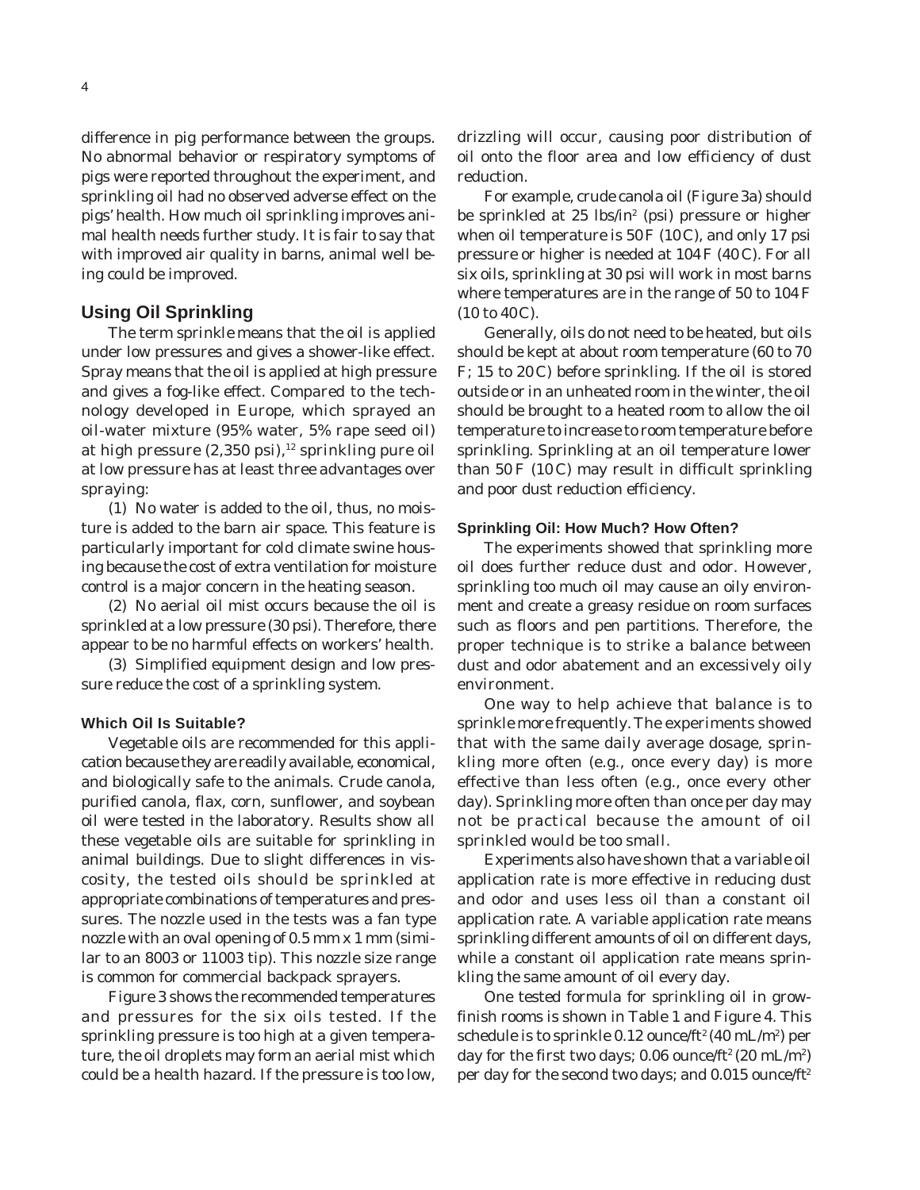difference in pig performance between the groups. No abnormal behavior or respiratory symptoms of pigs were reported throughout the experiment, and sprinkling oil had no observed adverse effect on the pigs' health. How much oil sprinkling improves animal health needs further study. It is fair to say that with improved air quality in barns, animal well being could be improved.

## Using Oil Sprinkling

The term *sprinkle* means that the oil is applied under low pressures and gives a shower-like effect. *Spray* means that the oil is applied at high pressure and gives a fog-like effect. Compared to the technology developed in Europe, which sprayed an oil-water mixture (95% water, 5% rape seed oil) at high pressure (2,350 psi),[12] sprinkling pure oil at low pressure has at least three advantages over spraying:

(1) No water is added to the oil, thus, no moisture is added to the barn air space. This feature is particularly important for cold climate swine housing because the cost of extra ventilation for moisture control is a major concern in the heating season.

(2) No aerial oil mist occurs because the oil is sprinkled at a low pressure (30 psi). Therefore, there appear to be no harmful effects on workers' health.

(3) Simplified equipment design and low pressure reduce the cost of a sprinkling system.

### Which Oil Is Suitable?

Vegetable oils are recommended for this application because they are readily available, economical, and biologically safe to the animals. Crude canola, purified canola, flax, corn, sunflower, and soybean oil were tested in the laboratory. Results show all these vegetable oils are suitable for sprinkling in animal buildings. Due to slight differences in viscosity, the tested oils should be sprinkled at appropriate combinations of temperatures and pressures. The nozzle used in the tests was a fan type nozzle with an oval opening of 0.5 mm x 1 mm (similar to an 8003 or 11003 tip). This nozzle size range is common for commercial backpack sprayers.

Figure 3 shows the recommended temperatures and pressures for the six oils tested. If the sprinkling pressure is too high at a given temperature, the oil droplets may form an aerial mist which could be a health hazard. If the pressure is too low, drizzling will occur, causing poor distribution of oil onto the floor area and low efficiency of dust reduction.

For example, crude canola oil (Figure 3a) should be sprinkled at 25 lbs/in$^2$ (psi) pressure or higher when oil temperature is 50F (10C), and only 17 psi pressure or higher is needed at 104F (40C). For all six oils, sprinkling at 30 psi will work in most barns where temperatures are in the range of 50 to 104F (10 to 40C).

Generally, oils do not need to be heated, but oils should be kept at about room temperature (60 to 70 F; 15 to 20C) before sprinkling. If the oil is stored outside or in an unheated room in the winter, the oil should be brought to a heated room to allow the oil temperature to increase to room temperature before sprinkling. Sprinkling at an oil temperature lower than 50F (10C) may result in difficult sprinkling and poor dust reduction efficiency.

### Sprinkling Oil: How Much? How Often?

The experiments showed that sprinkling more oil does further reduce dust and odor. However, sprinkling too much oil may cause an oily environment and create a greasy residue on room surfaces such as floors and pen partitions. Therefore, the proper technique is to strike a balance between dust and odor abatement and an excessively oily environment.

One way to help achieve that balance is to sprinkle more frequently. The experiments showed that with the same daily average dosage, sprinkling more often (e.g., once every day) is more effective than less often (e.g., once every other day). Sprinkling more often than once per day may not be practical because the amount of oil sprinkled would be too small.

Experiments also have shown that a variable oil application rate is more effective in reducing dust and odor and uses less oil than a constant oil application rate. A variable application rate means sprinkling different amounts of oil on different days, while a constant oil application rate means sprinkling the same amount of oil every day.

One tested formula for sprinkling oil in grow-finish rooms is shown in Table 1 and Figure 4. This schedule is to sprinkle 0.12 ounce/ft$^2$ (40 mL/m$^2$) per day for the first two days; 0.06 ounce/ft$^2$ (20 mL/m$^2$) per day for the second two days; and 0.015 ounce/ft$^2$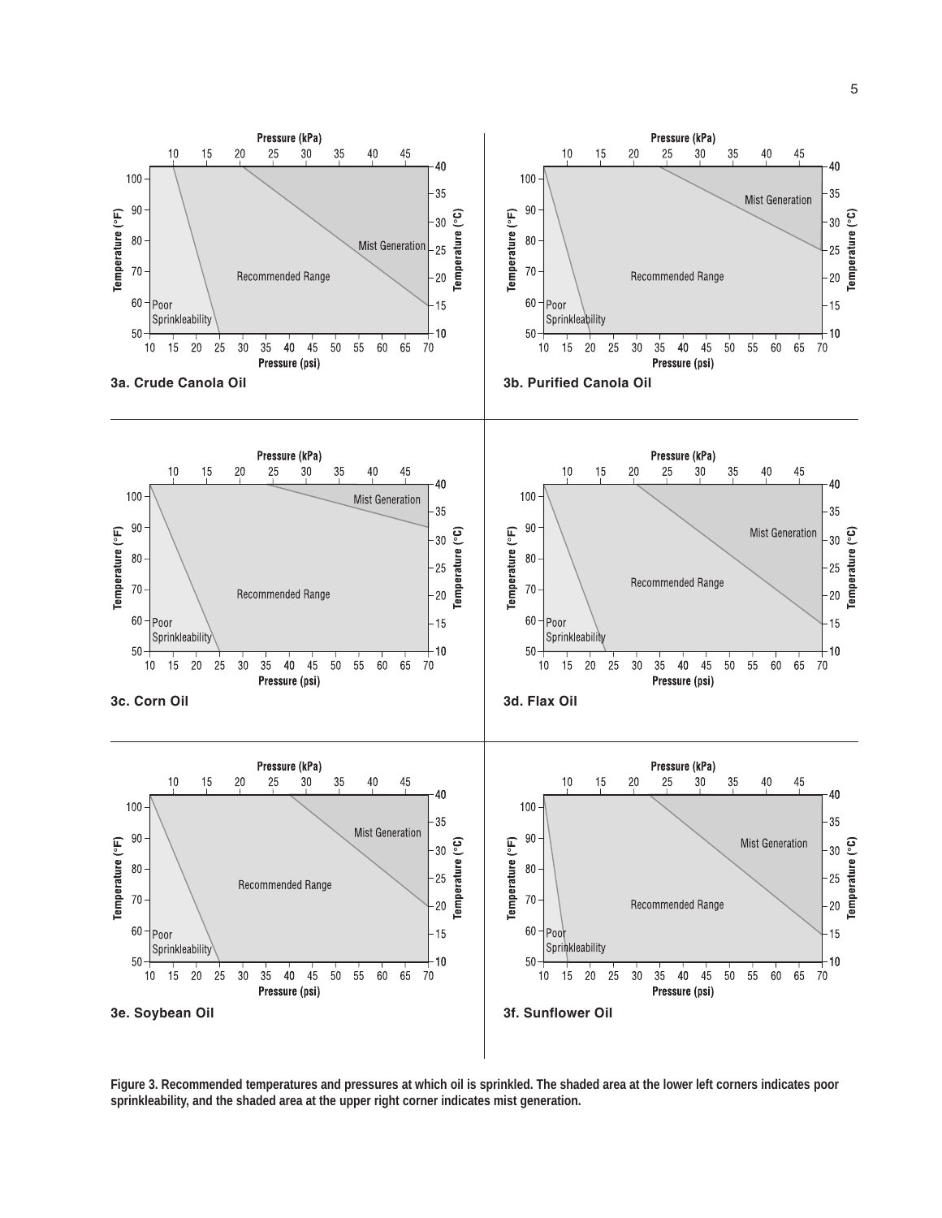**3a. Crude Canola Oil**

**3b. Purified Canola Oil**

**3c. Corn Oil**

**3d. Flax Oil**

**3e. Soybean Oil**

**3f. Sunflower Oil**

**Figure 3. Recommended temperatures and pressures at which oil is sprinkled. The shaded area at the lower left corners indicates poor sprinkleability, and the shaded area at the upper right corner indicates mist generation.**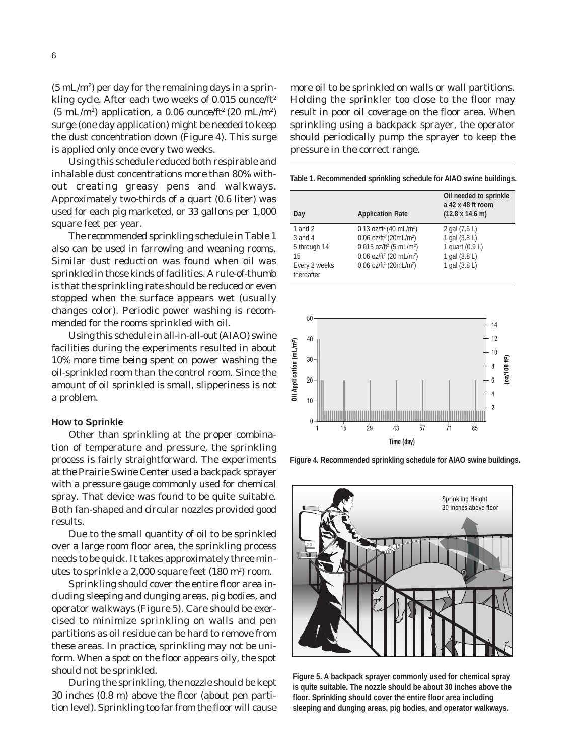(5 mL/m²) per day for the remaining days in a sprinkling cycle. After each two weeks of 0.015 ounce/ft² (5 mL/m²) application, a 0.06 ounce/ft² (20 mL/m²) surge (one day application) might be needed to keep the dust concentration down (Figure 4). This surge is applied only once every two weeks.

Using this schedule reduced both respirable and inhalable dust concentrations more than 80% without creating greasy pens and walkways. Approximately two-thirds of a quart (0.6 liter) was used for each pig marketed, or 33 gallons per 1,000 square feet per year.

The recommended sprinkling schedule in Table 1 also can be used in farrowing and weaning rooms. Similar dust reduction was found when oil was sprinkled in those kinds of facilities. A rule-of-thumb is that the sprinkling rate should be reduced or even stopped when the surface appears wet (usually changes color). Periodic power washing is recommended for the rooms sprinkled with oil.

Using this schedule in all-in-all-out (AIAO) swine facilities during the experiments resulted in about 10% more time being spent on power washing the oil-sprinkled room than the control room. Since the amount of oil sprinkled is small, slipperiness is not a problem.

### How to Sprinkle

Other than sprinkling at the proper combination of temperature and pressure, the sprinkling process is fairly straightforward. The experiments at the Prairie Swine Center used a backpack sprayer with a pressure gauge commonly used for chemical spray. That device was found to be quite suitable. Both fan-shaped and circular nozzles provided good results.

Due to the small quantity of oil to be sprinkled over a large room floor area, the sprinkling process needs to be quick. It takes approximately three minutes to sprinkle a 2,000 square feet (180 m²) room.

Sprinkling should cover the entire floor area including sleeping and dunging areas, pig bodies, and operator walkways (Figure 5). Care should be exercised to minimize sprinkling on walls and pen partitions as oil residue can be hard to remove from these areas. In practice, sprinkling may not be uniform. When a spot on the floor appears oily, the spot should not be sprinkled.

During the sprinkling, the nozzle should be kept 30 inches (0.8 m) above the floor (about pen partition level). Sprinkling too far from the floor will cause more oil to be sprinkled on walls or wall partitions. Holding the sprinkler too close to the floor may result in poor oil coverage on the floor area. When sprinkling using a backpack sprayer, the operator should periodically pump the sprayer to keep the pressure in the correct range.

**Table 1. Recommended sprinkling schedule for AIAO swine buildings.**

| Day | Application Rate | Oil needed to sprinkle a 42 x 48 ft room (12.8 x 14.6 m) |
|---|---|---|
| 1 and 2 | 0.13 oz/ft² (40 mL/m²) | 2 gal (7.6 L) |
| 3 and 4 | 0.06 oz/ft² (20mL/m²) | 1 gal (3.8 L) |
| 5 through 14 | 0.015 oz/ft² (5 mL/m²) | 1 quart (0.9 L) |
| 15 | 0.06 oz/ft² (20 mL/m²) | 1 gal (3.8 L) |
| Every 2 weeks thereafter | 0.06 oz/ft² (20mL/m²) | 1 gal (3.8 L) |

**Figure 4. Recommended sprinkling schedule for AIAO swine buildings.**

**Figure 5. A backpack sprayer commonly used for chemical spray is quite suitable. The nozzle should be about 30 inches above the floor. Sprinkling should cover the entire floor area including sleeping and dunging areas, pig bodies, and operator walkways.**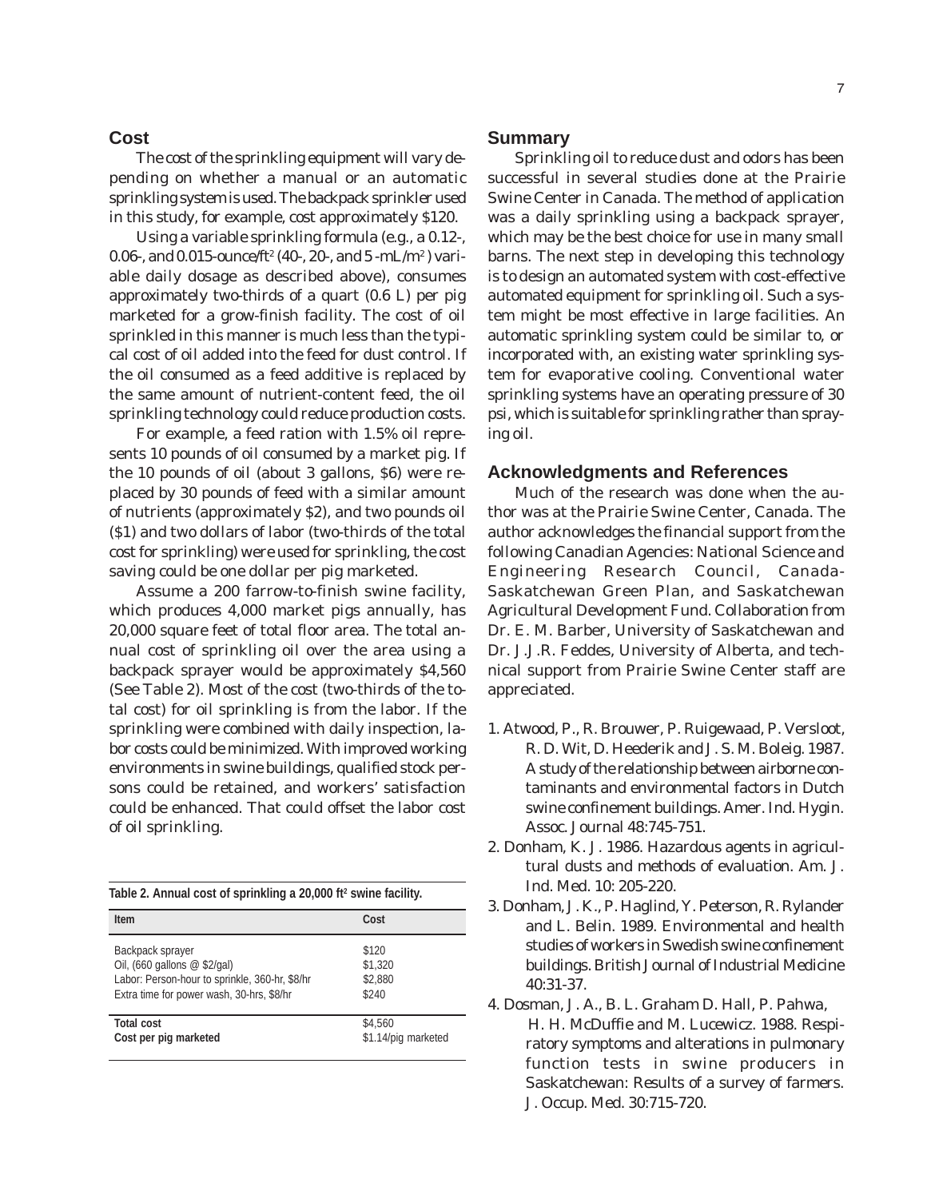## Cost

The cost of the sprinkling equipment will vary depending on whether a manual or an automatic sprinkling system is used. The backpack sprinkler used in this study, for example, cost approximately $120.

Using a variable sprinkling formula (e.g., a 0.12-, 0.06-, and 0.015-ounce/ft$^2$ (40-, 20-, and 5 -mL/m$^2$) variable daily dosage as described above), consumes approximately two-thirds of a quart (0.6 L) per pig marketed for a grow-finish facility. The cost of oil sprinkled in this manner is much less than the typical cost of oil added into the feed for dust control. If the oil consumed as a feed additive is replaced by the same amount of nutrient-content feed, the oil sprinkling technology could reduce production costs.

For example, a feed ration with 1.5% oil represents 10 pounds of oil consumed by a market pig. If the 10 pounds of oil (about 3 gallons, $6) were replaced by 30 pounds of feed with a similar amount of nutrients (approximately $2), and two pounds oil ($1) and two dollars of labor (two-thirds of the total cost for sprinkling) were used for sprinkling, the cost saving could be one dollar per pig marketed.

Assume a 200 farrow-to-finish swine facility, which produces 4,000 market pigs annually, has 20,000 square feet of total floor area. The total annual cost of sprinkling oil over the area using a backpack sprayer would be approximately $4,560 (See Table 2). Most of the cost (two-thirds of the total cost) for oil sprinkling is from the labor. If the sprinkling were combined with daily inspection, labor costs could be minimized. With improved working environments in swine buildings, qualified stock persons could be retained, and workers' satisfaction could be enhanced. That could offset the labor cost of oil sprinkling.

**Table 2. Annual cost of sprinkling a 20,000 ft$^2$ swine facility.**

| Item | Cost |
|---|---|
| Backpack sprayer | $120 |
| Oil, (660 gallons @ $2/gal) | $1,320 |
| Labor: Person-hour to sprinkle, 360-hr, $8/hr | $2,880 |
| Extra time for power wash, 30-hrs, $8/hr | $240 |
| **Total cost** | $4,560 |
| **Cost per pig marketed** | $1.14/pig marketed |

## Summary

Sprinkling oil to reduce dust and odors has been successful in several studies done at the Prairie Swine Center in Canada. The method of application was a daily sprinkling using a backpack sprayer, which may be the best choice for use in many small barns. The next step in developing this technology is to design an automated system with cost-effective automated equipment for sprinkling oil. Such a system might be most effective in large facilities. An automatic sprinkling system could be similar to, or incorporated with, an existing water sprinkling system for evaporative cooling. Conventional water sprinkling systems have an operating pressure of 30 psi, which is suitable for sprinkling rather than spraying oil.

## Acknowledgments and References

Much of the research was done when the author was at the Prairie Swine Center, Canada. The author acknowledges the financial support from the following Canadian Agencies: National Science and Engineering Research Council, Canada-Saskatchewan Green Plan, and Saskatchewan Agricultural Development Fund. Collaboration from Dr. E. M. Barber, University of Saskatchewan and Dr. J.J.R. Feddes, University of Alberta, and technical support from Prairie Swine Center staff are appreciated.

1. Atwood, P., R. Brouwer, P. Ruigewaad, P. Versloot, R. D. Wit, D. Heederik and J. S. M. Boleig. 1987. A study of the relationship between airborne contaminants and environmental factors in Dutch swine confinement buildings. Amer. Ind. Hygin. Assoc. Journal 48:745-751.
2. Donham, K. J. 1986. Hazardous agents in agricultural dusts and methods of evaluation. Am. J. Ind. Med. 10: 205-220.
3. Donham, J. K., P. Haglind, Y. Peterson, R. Rylander and L. Belin. 1989. Environmental and health studies of workers in Swedish swine confinement buildings. British Journal of Industrial Medicine 40:31-37.
4. Dosman, J. A., B. L. Graham D. Hall, P. Pahwa, H. H. McDuffie and M. Lucewicz. 1988. Respiratory symptoms and alterations in pulmonary function tests in swine producers in Saskatchewan: Results of a survey of farmers. J. Occup. Med. 30:715-720.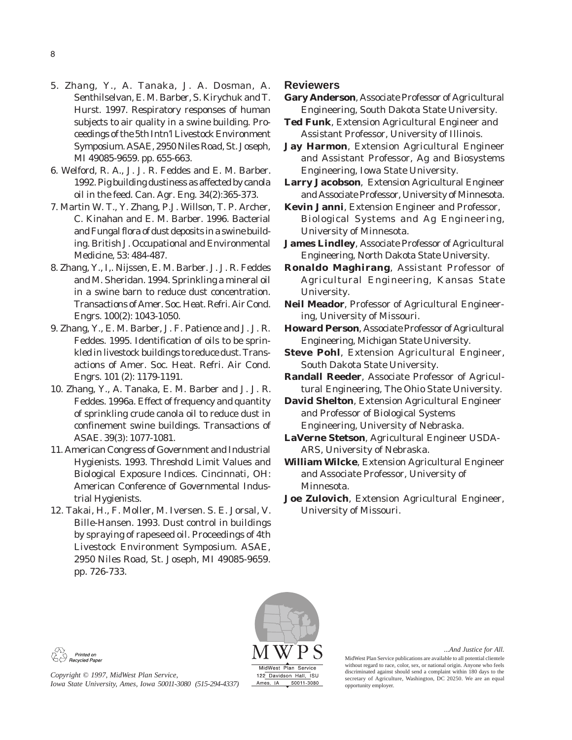5. Zhang, Y., A. Tanaka, J. A. Dosman, A. Senthilselvan, E. M. Barber, S. Kirychuk and T. Hurst. 1997. Respiratory responses of human subjects to air quality in a swine building. Proceedings of the 5th Intn'l Livestock Environment Symposium. ASAE, 2950 Niles Road, St. Joseph, MI 49085-9659. pp. 655-663.
6. Welford, R. A., J. J. R. Feddes and E. M. Barber. 1992. Pig building dustiness as affected by canola oil in the feed. Can. Agr. Eng. 34(2):365-373.
7. Martin W. T., Y. Zhang, P.J. Willson, T. P. Archer, C. Kinahan and E. M. Barber. 1996. Bacterial and Fungal flora of dust deposits in a swine building. British J. Occupational and Environmental Medicine, 53: 484-487.
8. Zhang, Y., I,. Nijssen, E. M. Barber. J. J. R. Feddes and M. Sheridan. 1994. Sprinkling a mineral oil in a swine barn to reduce dust concentration. Transactions of Amer. Soc. Heat. Refri. Air Cond. Engrs. 100(2): 1043-1050.
9. Zhang, Y., E. M. Barber, J. F. Patience and J. J. R. Feddes. 1995. Identification of oils to be sprinkled in livestock buildings to reduce dust. Transactions of Amer. Soc. Heat. Refri. Air Cond. Engrs. 101 (2): 1179-1191.
10. Zhang, Y., A. Tanaka, E. M. Barber and J. J. R. Feddes. 1996a. Effect of frequency and quantity of sprinkling crude canola oil to reduce dust in confinement swine buildings. Transactions of ASAE. 39(3): 1077-1081.
11. American Congress of Government and Industrial Hygienists. 1993. Threshold Limit Values and Biological Exposure Indices. Cincinnati, OH: American Conference of Governmental Industrial Hygienists.
12. Takai, H., F. Moller, M. Iversen. S. E. Jorsal, V. Bille-Hansen. 1993. Dust control in buildings by spraying of rapeseed oil. Proceedings of 4th Livestock Environment Symposium. ASAE, 2950 Niles Road, St. Joseph, MI 49085-9659. pp. 726-733.

## Reviewers

**Gary Anderson**, Associate Professor of Agricultural Engineering, South Dakota State University.

**Ted Funk**, Extension Agricultural Engineer and Assistant Professor, University of Illinois.

**Jay Harmon**, Extension Agricultural Engineer and Assistant Professor, Ag and Biosystems Engineering, Iowa State University.

**Larry Jacobson**, Extension Agricultural Engineer and Associate Professor, University of Minnesota.

**Kevin Janni**, Extension Engineer and Professor, Biological Systems and Ag Engineering, University of Minnesota.

**James Lindley**, Associate Professor of Agricultural Engineering, North Dakota State University.

**Ronaldo Maghirang**, Assistant Professor of Agricultural Engineering, Kansas State University.

**Neil Meador**, Professor of Agricultural Engineering, University of Missouri.

**Howard Person**, Associate Professor of Agricultural Engineering, Michigan State University.

**Steve Pohl**, Extension Agricultural Engineer, South Dakota State University.

**Randall Reeder**, Associate Professor of Agricultural Engineering, The Ohio State University.

**David Shelton**, Extension Agricultural Engineer and Professor of Biological Systems Engineering, University of Nebraska.

**LaVerne Stetson**, Agricultural Engineer USDA-ARS, University of Nebraska.

**William Wilcke**, Extension Agricultural Engineer and Associate Professor, University of Minnesota.

**Joe Zulovich**, Extension Agricultural Engineer, University of Missouri.

Printed on Recycled Paper

*Copyright © 1997, MidWest Plan Service, Iowa State University, Ames, Iowa 50011-3080 (515-294-4337)*

MWPS
MidWest Plan Service
122 Davidson Hall, ISU
Ames, IA 50011-3080

*...And Justice for All.*

MidWest Plan Service publications are available to all potential clientele without regard to race, color, sex, or national origin. Anyone who feels discriminated against should send a complaint within 180 days to the secretary of Agriculture, Washington, DC 20250. We are an equal opportunity employer.